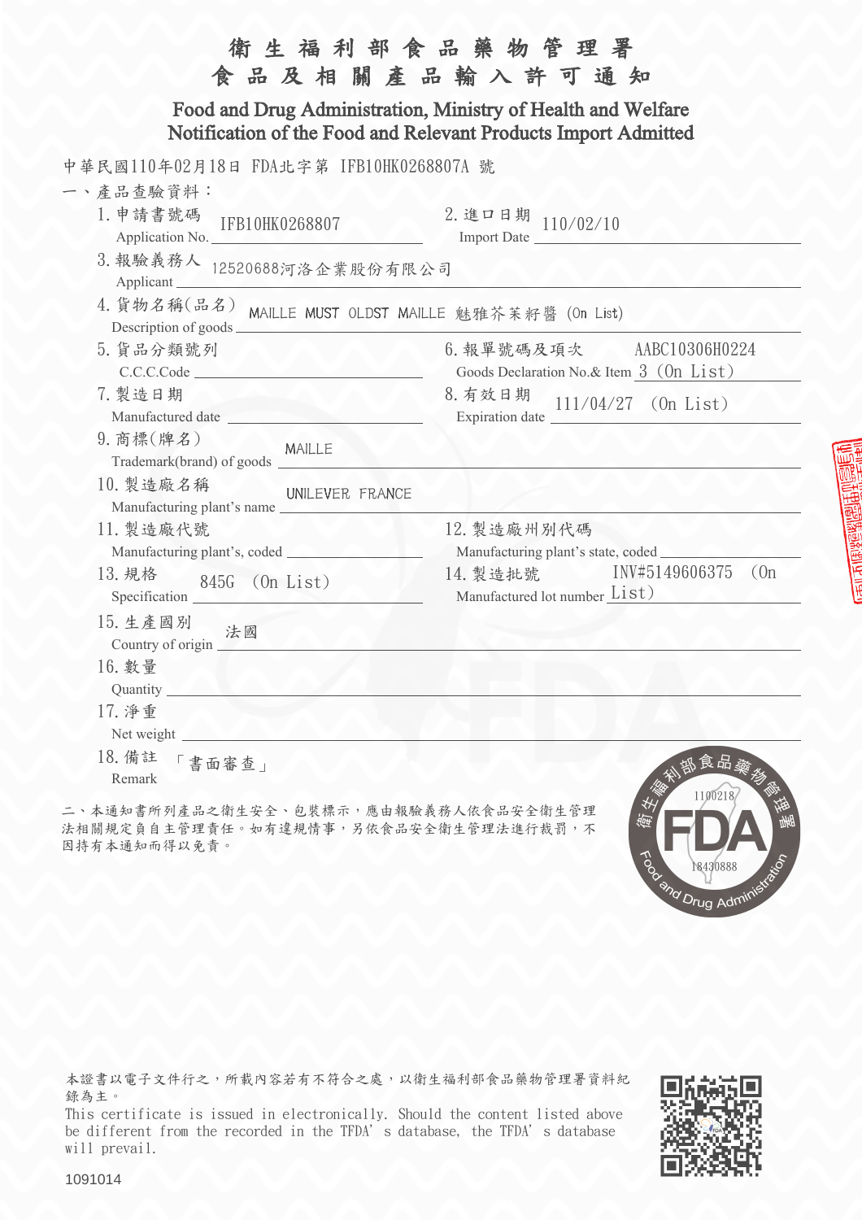# 衛生福利部食品藥物管理署
# 食品及相關產品輸入許可通知

## Food and Drug Administration, Ministry of Health and Welfare
## Notification of the Food and Relevant Products Import Admitted

中華民國110年02月18日 FDA北字第 IFB10HK0268807A 號

一、產品查驗資料：

| 欄位 | 內容 | 欄位 | 內容 |
|---|---|---|---|
| 1. 申請書號碼 Application No. | IFB10HK0268807 | 2. 進口日期 Import Date | 110/02/10 |
| 3. 報驗義務人 Applicant | 12520688河洛企業股份有限公司 | | |
| 4. 貨物名稱(品名) Description of goods | MAILLE MUST OLDST MAILLE 魅雅芥茉籽醬 (On List) | | |
| 5. 貨品分類號列 C.C.C.Code | | 6. 報單號碼及項次 Goods Declaration No.& Item | AABC10306H0224 3 (On List) |
| 7. 製造日期 Manufactured date | | 8. 有效日期 Expiration date | 111/04/27 (On List) |
| 9. 商標(牌名) Trademark(brand) of goods | MAILLE | | |
| 10. 製造廠名稱 Manufacturing plant's name | UNILEVER FRANCE | | |
| 11. 製造廠代號 Manufacturing plant's, coded | | 12. 製造廠州別代碼 Manufacturing plant's state, coded | |
| 13. 規格 Specification | 845G (On List) | 14. 製造批號 Manufactured lot number | INV#5149606375 (On List) |
| 15. 生產國別 Country of origin | 法國 | | |
| 16. 數量 Quantity | | | |
| 17. 淨重 Net weight | | | |
| 18. 備註 Remark | 「書面審查」 | | |

二、本通知書所列產品之衛生安全、包裝標示，應由報驗義務人依食品安全衛生管理法相關規定負自主管理責任。如有違規情事，另依食品安全衛生管理法進行裁罰，不因持有本通知而得以免責。

衛生福利部食品藥物管理署 FDA Food and Drug Administration 1100218 18430888

本證書以電子文件行之，所載內容若有不符合之處，以衛生福利部食品藥物管理署資料紀錄為主。

This certificate is issued in electronically. Should the content listed above be different from the recorded in the TFDA' s database, the TFDA' s database will prevail.

1091014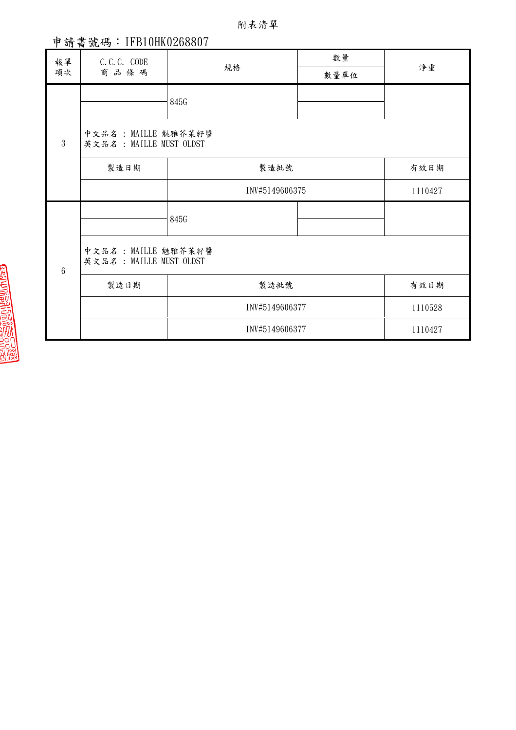附表清單

申請書號碼：IFB10HK0268807

| 報單項次 | C.C.C. CODE 商 品 條 碼 | 規格 | 數量 / 數量單位 | 淨重 |
|---|---|---|---|---|
| 3 | | 845G | | |
| | 中文品名 ： MAILLE 魅雅芥茉籽醬<br>英文品名 ： MAILLE MUST OLDST | | | |
| | 製造日期 | 製造批號 | | 有效日期 |
| | | INV#5149606375 | | 1110427 |
| 6 | | 845G | | |
| | 中文品名 ： MAILLE 魅雅芥茉籽醬<br>英文品名 ： MAILLE MUST OLDST | | | |
| | 製造日期 | 製造批號 | | 有效日期 |
| | | INV#5149606377 | | 1110528 |
| | | INV#5149606377 | | 1110427 |